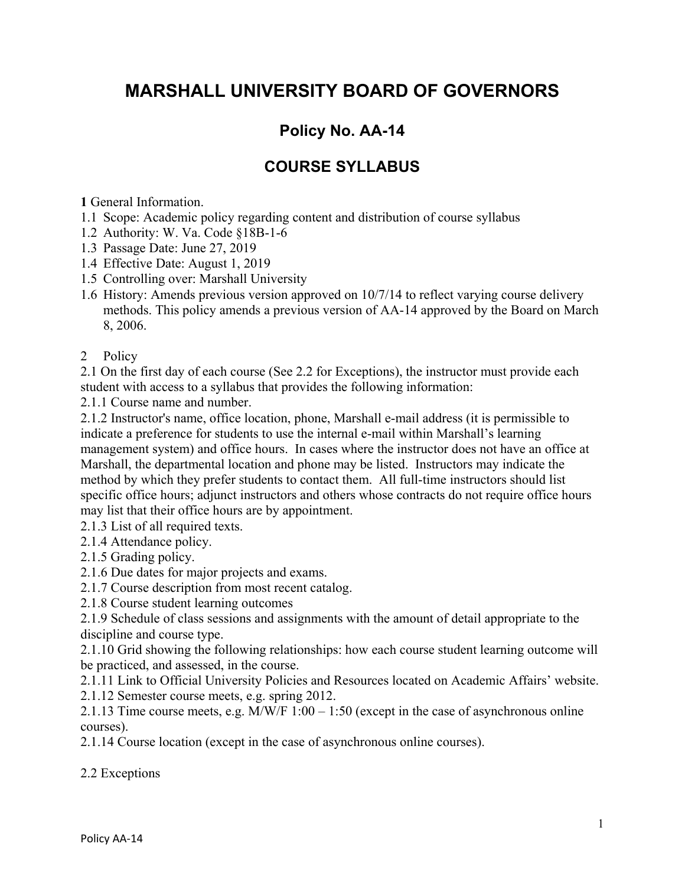# MARSHALL UNIVERSITY BOARD OF GOVERNORS

## Policy No. AA-14

## COURSE SYLLABUS

**1** General Information.
1.1 Scope: Academic policy regarding content and distribution of course syllabus
1.2 Authority: W. Va. Code §18B-1-6
1.3 Passage Date: June 27, 2019
1.4 Effective Date: August 1, 2019
1.5 Controlling over: Marshall University
1.6 History: Amends previous version approved on 10/7/14 to reflect varying course delivery methods. This policy amends a previous version of AA-14 approved by the Board on March 8, 2006.

2 Policy
2.1 On the first day of each course (See 2.2 for Exceptions), the instructor must provide each student with access to a syllabus that provides the following information:
2.1.1 Course name and number.
2.1.2 Instructor's name, office location, phone, Marshall e-mail address (it is permissible to indicate a preference for students to use the internal e-mail within Marshall's learning management system) and office hours. In cases where the instructor does not have an office at Marshall, the departmental location and phone may be listed. Instructors may indicate the method by which they prefer students to contact them. All full-time instructors should list specific office hours; adjunct instructors and others whose contracts do not require office hours may list that their office hours are by appointment.
2.1.3 List of all required texts.
2.1.4 Attendance policy.
2.1.5 Grading policy.
2.1.6 Due dates for major projects and exams.
2.1.7 Course description from most recent catalog.
2.1.8 Course student learning outcomes
2.1.9 Schedule of class sessions and assignments with the amount of detail appropriate to the discipline and course type.
2.1.10 Grid showing the following relationships: how each course student learning outcome will be practiced, and assessed, in the course.
2.1.11 Link to Official University Policies and Resources located on Academic Affairs' website.
2.1.12 Semester course meets, e.g. spring 2012.
2.1.13 Time course meets, e.g. M/W/F 1:00 – 1:50 (except in the case of asynchronous online courses).
2.1.14 Course location (except in the case of asynchronous online courses).

2.2 Exceptions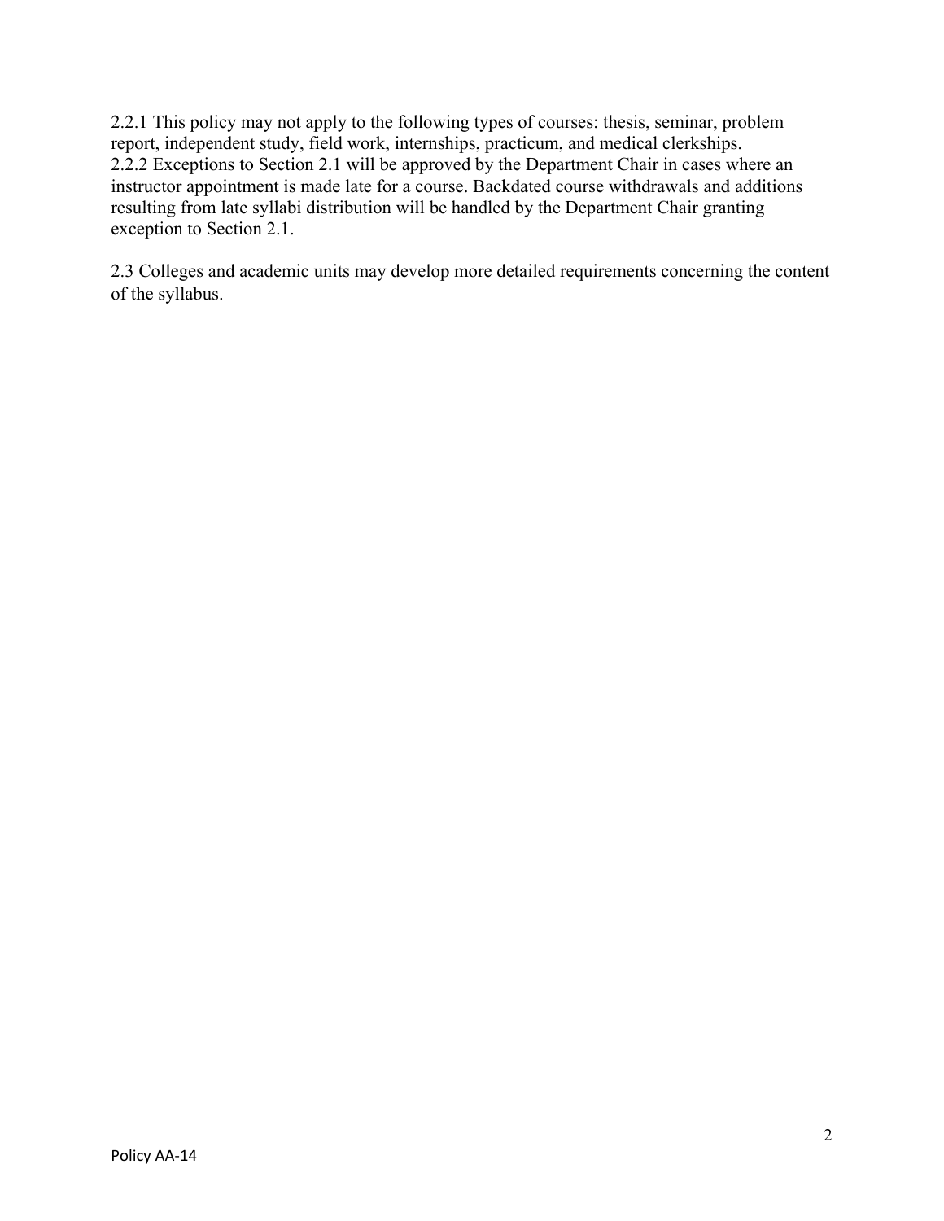2.2.1 This policy may not apply to the following types of courses: thesis, seminar, problem report, independent study, field work, internships, practicum, and medical clerkships.
2.2.2 Exceptions to Section 2.1 will be approved by the Department Chair in cases where an instructor appointment is made late for a course. Backdated course withdrawals and additions resulting from late syllabi distribution will be handled by the Department Chair granting exception to Section 2.1.

2.3 Colleges and academic units may develop more detailed requirements concerning the content of the syllabus.